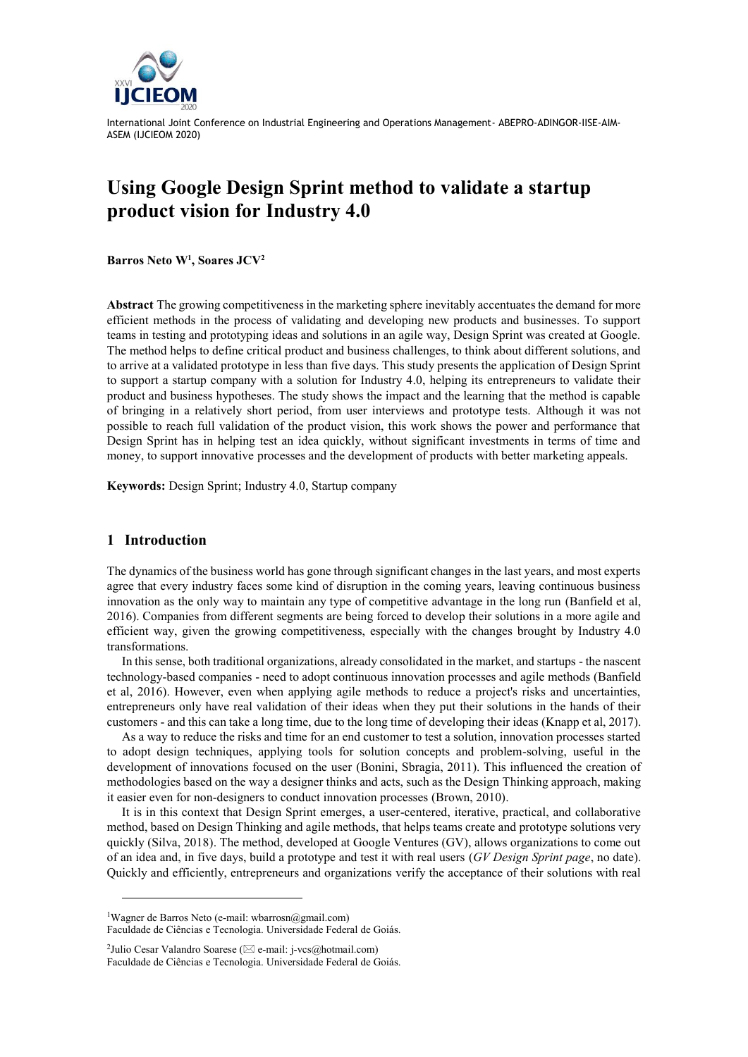# Using Google Design Sprint method to validate a startup product vision for Industry 4.0

**Barros Neto W[1], Soares JCV[2]**

**Abstract** The growing competitiveness in the marketing sphere inevitably accentuates the demand for more efficient methods in the process of validating and developing new products and businesses. To support teams in testing and prototyping ideas and solutions in an agile way, Design Sprint was created at Google. The method helps to define critical product and business challenges, to think about different solutions, and to arrive at a validated prototype in less than five days. This study presents the application of Design Sprint to support a startup company with a solution for Industry 4.0, helping its entrepreneurs to validate their product and business hypotheses. The study shows the impact and the learning that the method is capable of bringing in a relatively short period, from user interviews and prototype tests. Although it was not possible to reach full validation of the product vision, this work shows the power and performance that Design Sprint has in helping test an idea quickly, without significant investments in terms of time and money, to support innovative processes and the development of products with better marketing appeals.

**Keywords:** Design Sprint; Industry 4.0, Startup company

## 1 Introduction

The dynamics of the business world has gone through significant changes in the last years, and most experts agree that every industry faces some kind of disruption in the coming years, leaving continuous business innovation as the only way to maintain any type of competitive advantage in the long run (Banfield et al, 2016). Companies from different segments are being forced to develop their solutions in a more agile and efficient way, given the growing competitiveness, especially with the changes brought by Industry 4.0 transformations.

In this sense, both traditional organizations, already consolidated in the market, and startups - the nascent technology-based companies - need to adopt continuous innovation processes and agile methods (Banfield et al, 2016). However, even when applying agile methods to reduce a project's risks and uncertainties, entrepreneurs only have real validation of their ideas when they put their solutions in the hands of their customers - and this can take a long time, due to the long time of developing their ideas (Knapp et al, 2017).

As a way to reduce the risks and time for an end customer to test a solution, innovation processes started to adopt design techniques, applying tools for solution concepts and problem-solving, useful in the development of innovations focused on the user (Bonini, Sbragia, 2011). This influenced the creation of methodologies based on the way a designer thinks and acts, such as the Design Thinking approach, making it easier even for non-designers to conduct innovation processes (Brown, 2010).

It is in this context that Design Sprint emerges, a user-centered, iterative, practical, and collaborative method, based on Design Thinking and agile methods, that helps teams create and prototype solutions very quickly (Silva, 2018). The method, developed at Google Ventures (GV), allows organizations to come out of an idea and, in five days, build a prototype and test it with real users (*GV Design Sprint page*, no date). Quickly and efficiently, entrepreneurs and organizations verify the acceptance of their solutions with real

---

[1]Wagner de Barros Neto (e-mail: wbarrosn@gmail.com)
Faculdade de Ciências e Tecnologia. Universidade Federal de Goiás.

[2]Julio Cesar Valandro Soarese (✉ e-mail: j-vcs@hotmail.com)
Faculdade de Ciências e Tecnologia. Universidade Federal de Goiás.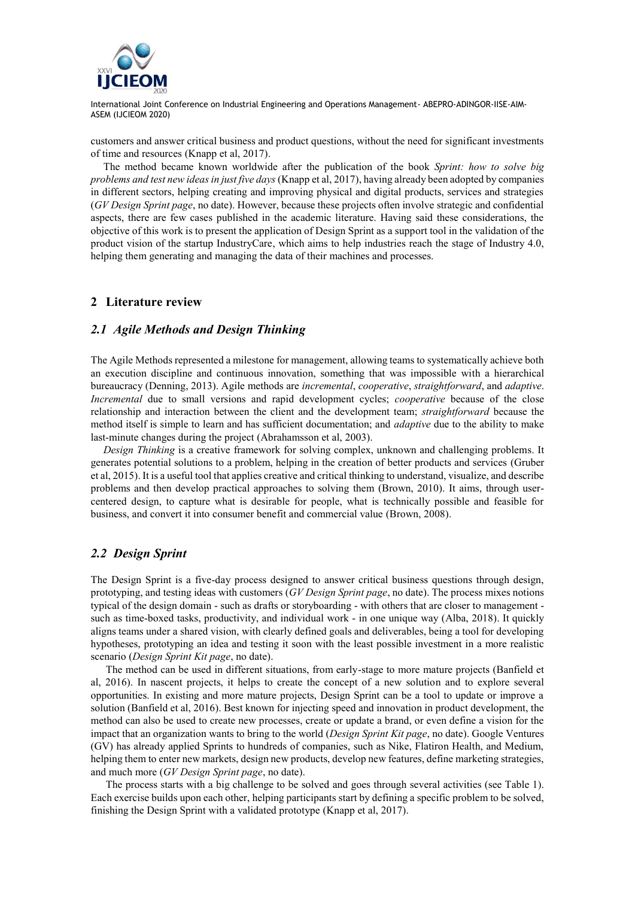customers and answer critical business and product questions, without the need for significant investments of time and resources (Knapp et al, 2017).

The method became known worldwide after the publication of the book *Sprint: how to solve big problems and test new ideas in just five days* (Knapp et al, 2017), having already been adopted by companies in different sectors, helping creating and improving physical and digital products, services and strategies (*GV Design Sprint page*, no date). However, because these projects often involve strategic and confidential aspects, there are few cases published in the academic literature. Having said these considerations, the objective of this work is to present the application of Design Sprint as a support tool in the validation of the product vision of the startup IndustryCare, which aims to help industries reach the stage of Industry 4.0, helping them generating and managing the data of their machines and processes.

## 2 Literature review

### *2.1 Agile Methods and Design Thinking*

The Agile Methods represented a milestone for management, allowing teams to systematically achieve both an execution discipline and continuous innovation, something that was impossible with a hierarchical bureaucracy (Denning, 2013). Agile methods are *incremental*, *cooperative*, *straightforward*, and *adaptive*. *Incremental* due to small versions and rapid development cycles; *cooperative* because of the close relationship and interaction between the client and the development team; *straightforward* because the method itself is simple to learn and has sufficient documentation; and *adaptive* due to the ability to make last-minute changes during the project (Abrahamsson et al, 2003).

*Design Thinking* is a creative framework for solving complex, unknown and challenging problems. It generates potential solutions to a problem, helping in the creation of better products and services (Gruber et al, 2015). It is a useful tool that applies creative and critical thinking to understand, visualize, and describe problems and then develop practical approaches to solving them (Brown, 2010). It aims, through user-centered design, to capture what is desirable for people, what is technically possible and feasible for business, and convert it into consumer benefit and commercial value (Brown, 2008).

### *2.2 Design Sprint*

The Design Sprint is a five-day process designed to answer critical business questions through design, prototyping, and testing ideas with customers (*GV Design Sprint page*, no date). The process mixes notions typical of the design domain - such as drafts or storyboarding - with others that are closer to management - such as time-boxed tasks, productivity, and individual work - in one unique way (Alba, 2018). It quickly aligns teams under a shared vision, with clearly defined goals and deliverables, being a tool for developing hypotheses, prototyping an idea and testing it soon with the least possible investment in a more realistic scenario (*Design Sprint Kit page*, no date).

The method can be used in different situations, from early-stage to more mature projects (Banfield et al, 2016). In nascent projects, it helps to create the concept of a new solution and to explore several opportunities. In existing and more mature projects, Design Sprint can be a tool to update or improve a solution (Banfield et al, 2016). Best known for injecting speed and innovation in product development, the method can also be used to create new processes, create or update a brand, or even define a vision for the impact that an organization wants to bring to the world (*Design Sprint Kit page*, no date). Google Ventures (GV) has already applied Sprints to hundreds of companies, such as Nike, Flatiron Health, and Medium, helping them to enter new markets, design new products, develop new features, define marketing strategies, and much more (*GV Design Sprint page*, no date).

The process starts with a big challenge to be solved and goes through several activities (see Table 1). Each exercise builds upon each other, helping participants start by defining a specific problem to be solved, finishing the Design Sprint with a validated prototype (Knapp et al, 2017).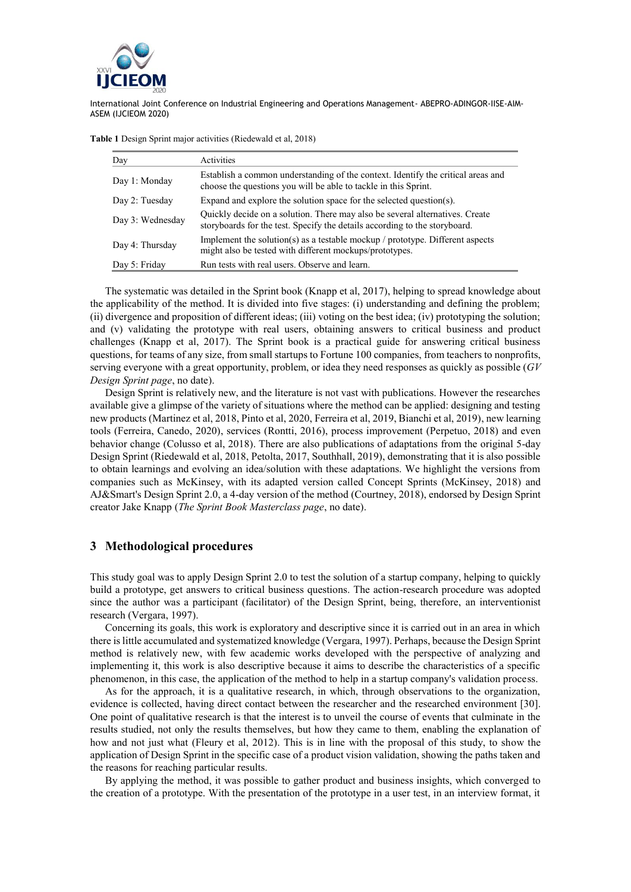**Table 1** Design Sprint major activities (Riedewald et al, 2018)

| Day | Activities |
| --- | --- |
| Day 1: Monday | Establish a common understanding of the context. Identify the critical areas and choose the questions you will be able to tackle in this Sprint. |
| Day 2: Tuesday | Expand and explore the solution space for the selected question(s). |
| Day 3: Wednesday | Quickly decide on a solution. There may also be several alternatives. Create storyboards for the test. Specify the details according to the storyboard. |
| Day 4: Thursday | Implement the solution(s) as a testable mockup / prototype. Different aspects might also be tested with different mockups/prototypes. |
| Day 5: Friday | Run tests with real users. Observe and learn. |

The systematic was detailed in the Sprint book (Knapp et al, 2017), helping to spread knowledge about the applicability of the method. It is divided into five stages: (i) understanding and defining the problem; (ii) divergence and proposition of different ideas; (iii) voting on the best idea; (iv) prototyping the solution; and (v) validating the prototype with real users, obtaining answers to critical business and product challenges (Knapp et al, 2017). The Sprint book is a practical guide for answering critical business questions, for teams of any size, from small startups to Fortune 100 companies, from teachers to nonprofits, serving everyone with a great opportunity, problem, or idea they need responses as quickly as possible (*GV Design Sprint page*, no date).

Design Sprint is relatively new, and the literature is not vast with publications. However the researches available give a glimpse of the variety of situations where the method can be applied: designing and testing new products (Martinez et al, 2018, Pinto et al, 2020, Ferreira et al, 2019, Bianchi et al, 2019), new learning tools (Ferreira, Canedo, 2020), services (Rontti, 2016), process improvement (Perpetuo, 2018) and even behavior change (Colusso et al, 2018). There are also publications of adaptations from the original 5-day Design Sprint (Riedewald et al, 2018, Petolta, 2017, Southhall, 2019), demonstrating that it is also possible to obtain learnings and evolving an idea/solution with these adaptations. We highlight the versions from companies such as McKinsey, with its adapted version called Concept Sprints (McKinsey, 2018) and AJ&Smart's Design Sprint 2.0, a 4-day version of the method (Courtney, 2018), endorsed by Design Sprint creator Jake Knapp (*The Sprint Book Masterclass page*, no date).

## 3 Methodological procedures

This study goal was to apply Design Sprint 2.0 to test the solution of a startup company, helping to quickly build a prototype, get answers to critical business questions. The action-research procedure was adopted since the author was a participant (facilitator) of the Design Sprint, being, therefore, an interventionist research (Vergara, 1997).

Concerning its goals, this work is exploratory and descriptive since it is carried out in an area in which there is little accumulated and systematized knowledge (Vergara, 1997). Perhaps, because the Design Sprint method is relatively new, with few academic works developed with the perspective of analyzing and implementing it, this work is also descriptive because it aims to describe the characteristics of a specific phenomenon, in this case, the application of the method to help in a startup company's validation process.

As for the approach, it is a qualitative research, in which, through observations to the organization, evidence is collected, having direct contact between the researcher and the researched environment [30]. One point of qualitative research is that the interest is to unveil the course of events that culminate in the results studied, not only the results themselves, but how they came to them, enabling the explanation of how and not just what (Fleury et al, 2012). This is in line with the proposal of this study, to show the application of Design Sprint in the specific case of a product vision validation, showing the paths taken and the reasons for reaching particular results.

By applying the method, it was possible to gather product and business insights, which converged to the creation of a prototype. With the presentation of the prototype in a user test, in an interview format, it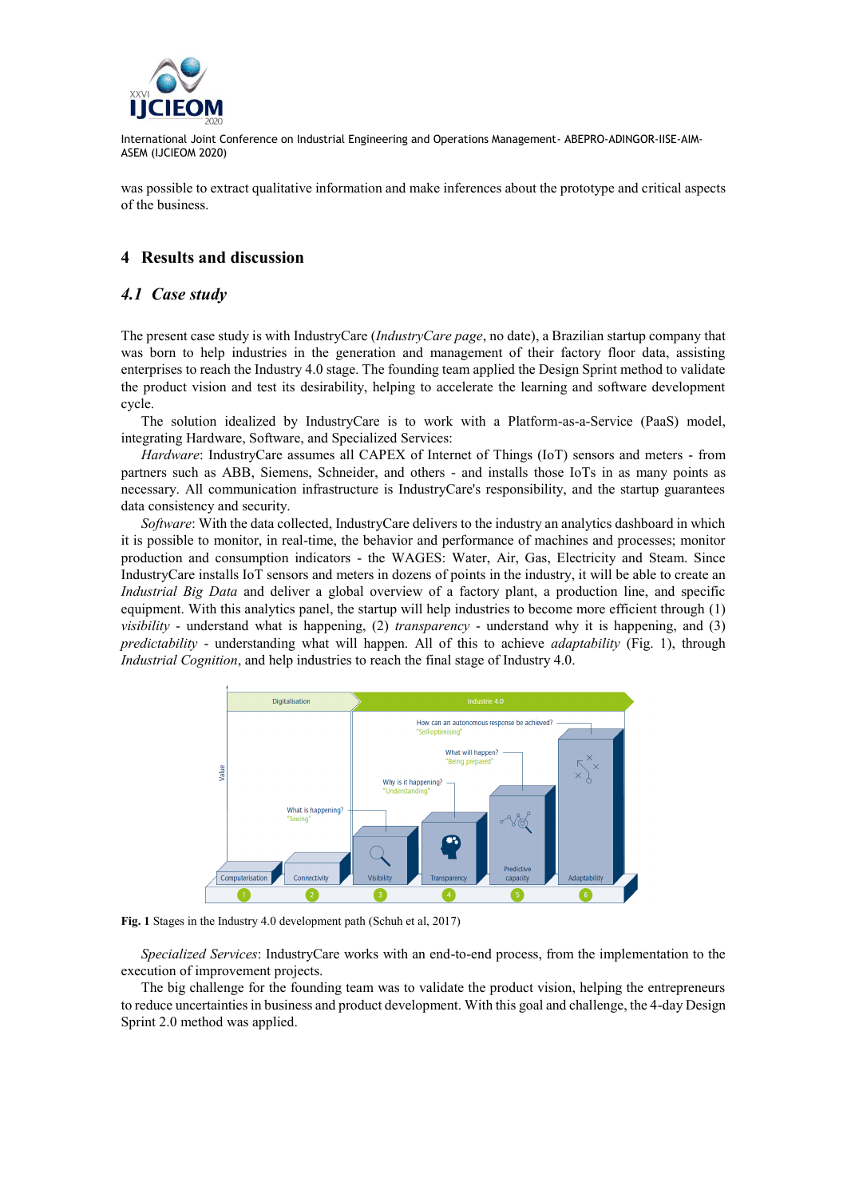was possible to extract qualitative information and make inferences about the prototype and critical aspects of the business.

## 4 Results and discussion

### 4.1 Case study

The present case study is with IndustryCare (*IndustryCare page*, no date), a Brazilian startup company that was born to help industries in the generation and management of their factory floor data, assisting enterprises to reach the Industry 4.0 stage. The founding team applied the Design Sprint method to validate the product vision and test its desirability, helping to accelerate the learning and software development cycle.

The solution idealized by IndustryCare is to work with a Platform-as-a-Service (PaaS) model, integrating Hardware, Software, and Specialized Services:

*Hardware*: IndustryCare assumes all CAPEX of Internet of Things (IoT) sensors and meters - from partners such as ABB, Siemens, Schneider, and others - and installs those IoTs in as many points as necessary. All communication infrastructure is IndustryCare's responsibility, and the startup guarantees data consistency and security.

*Software*: With the data collected, IndustryCare delivers to the industry an analytics dashboard in which it is possible to monitor, in real-time, the behavior and performance of machines and processes; monitor production and consumption indicators - the WAGES: Water, Air, Gas, Electricity and Steam. Since IndustryCare installs IoT sensors and meters in dozens of points in the industry, it will be able to create an *Industrial Big Data* and deliver a global overview of a factory plant, a production line, and specific equipment. With this analytics panel, the startup will help industries to become more efficient through (1) *visibility* - understand what is happening, (2) *transparency* - understand why it is happening, and (3) *predictability* - understanding what will happen. All of this to achieve *adaptability* (Fig. 1), through *Industrial Cognition*, and help industries to reach the final stage of Industry 4.0.

**Fig. 1** Stages in the Industry 4.0 development path (Schuh et al, 2017)

*Specialized Services*: IndustryCare works with an end-to-end process, from the implementation to the execution of improvement projects.

The big challenge for the founding team was to validate the product vision, helping the entrepreneurs to reduce uncertainties in business and product development. With this goal and challenge, the 4-day Design Sprint 2.0 method was applied.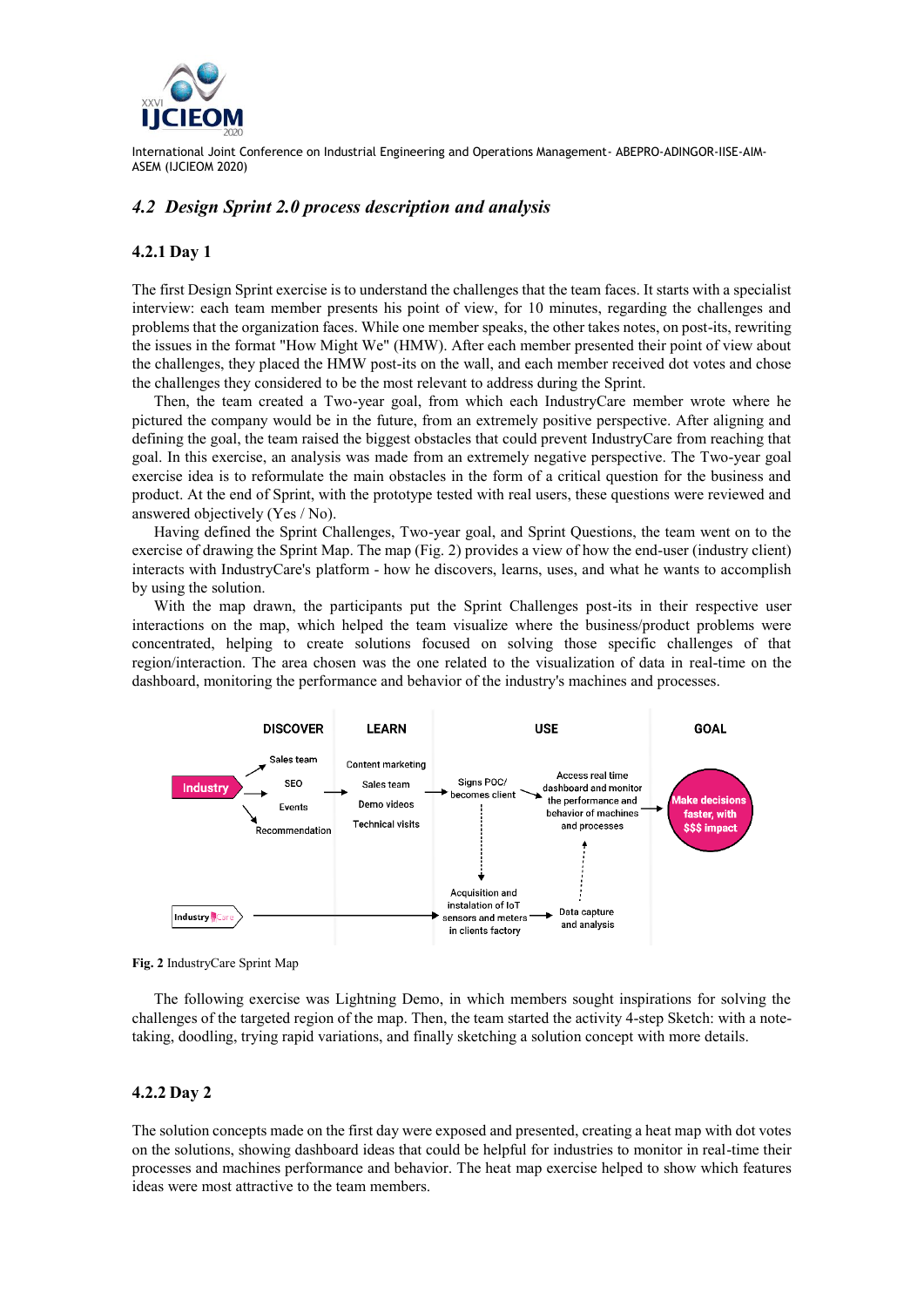### 4.2 *Design Sprint 2.0 process description and analysis*

#### 4.2.1 Day 1

The first Design Sprint exercise is to understand the challenges that the team faces. It starts with a specialist interview: each team member presents his point of view, for 10 minutes, regarding the challenges and problems that the organization faces. While one member speaks, the other takes notes, on post-its, rewriting the issues in the format "How Might We" (HMW). After each member presented their point of view about the challenges, they placed the HMW post-its on the wall, and each member received dot votes and chose the challenges they considered to be the most relevant to address during the Sprint.

Then, the team created a Two-year goal, from which each IndustryCare member wrote where he pictured the company would be in the future, from an extremely positive perspective. After aligning and defining the goal, the team raised the biggest obstacles that could prevent IndustryCare from reaching that goal. In this exercise, an analysis was made from an extremely negative perspective. The Two-year goal exercise idea is to reformulate the main obstacles in the form of a critical question for the business and product. At the end of Sprint, with the prototype tested with real users, these questions were reviewed and answered objectively (Yes / No).

Having defined the Sprint Challenges, Two-year goal, and Sprint Questions, the team went on to the exercise of drawing the Sprint Map. The map (Fig. 2) provides a view of how the end-user (industry client) interacts with IndustryCare's platform - how he discovers, learns, uses, and what he wants to accomplish by using the solution.

With the map drawn, the participants put the Sprint Challenges post-its in their respective user interactions on the map, which helped the team visualize where the business/product problems were concentrated, helping to create solutions focused on solving those specific challenges of that region/interaction. The area chosen was the one related to the visualization of data in real-time on the dashboard, monitoring the performance and behavior of the industry's machines and processes.

DISCOVER | LEARN | USE | GOAL

Industry → Sales team, SEO, Events, Recommendation → Content marketing, Sales team, Demo videos, Technical visits → Signs POC/ becomes client → Access real time dashboard and monitor the performance and behavior of machines and processes → Make decisions faster, with $$$ impact

Signs POC/ becomes client → Acquisition and instalation of IoT sensors and meters in clients factory → Data capture and analysis → Access real time dashboard and monitor the performance and behavior of machines and processes

IndustryCare → Acquisition and instalation of IoT sensors and meters in clients factory

**Fig. 2** IndustryCare Sprint Map

The following exercise was Lightning Demo, in which members sought inspirations for solving the challenges of the targeted region of the map. Then, the team started the activity 4-step Sketch: with a note-taking, doodling, trying rapid variations, and finally sketching a solution concept with more details.

#### 4.2.2 Day 2

The solution concepts made on the first day were exposed and presented, creating a heat map with dot votes on the solutions, showing dashboard ideas that could be helpful for industries to monitor in real-time their processes and machines performance and behavior. The heat map exercise helped to show which features ideas were most attractive to the team members.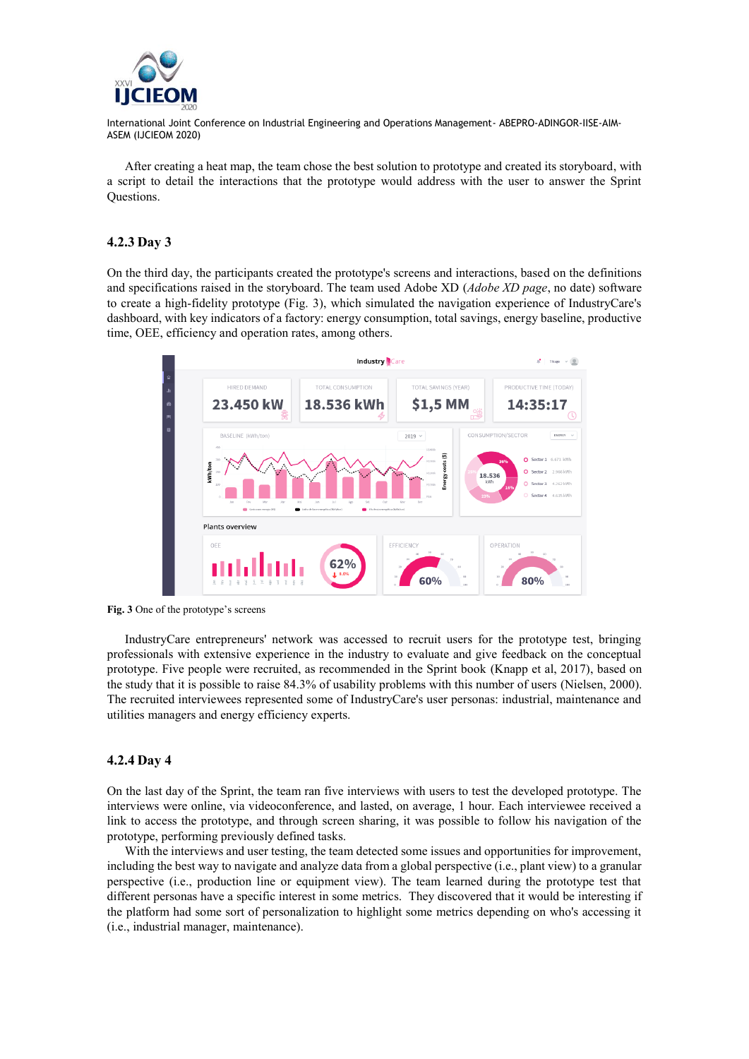After creating a heat map, the team chose the best solution to prototype and created its storyboard, with a script to detail the interactions that the prototype would address with the user to answer the Sprint Questions.

### 4.2.3 Day 3

On the third day, the participants created the prototype's screens and interactions, based on the definitions and specifications raised in the storyboard. The team used Adobe XD (*Adobe XD page*, no date) software to create a high-fidelity prototype (Fig. 3), which simulated the navigation experience of IndustryCare's dashboard, with key indicators of a factory: energy consumption, total savings, energy baseline, productive time, OEE, efficiency and operation rates, among others.

**Fig. 3** One of the prototype's screens

IndustryCare entrepreneurs' network was accessed to recruit users for the prototype test, bringing professionals with extensive experience in the industry to evaluate and give feedback on the conceptual prototype. Five people were recruited, as recommended in the Sprint book (Knapp et al, 2017), based on the study that it is possible to raise 84.3% of usability problems with this number of users (Nielsen, 2000). The recruited interviewees represented some of IndustryCare's user personas: industrial, maintenance and utilities managers and energy efficiency experts.

### 4.2.4 Day 4

On the last day of the Sprint, the team ran five interviews with users to test the developed prototype. The interviews were online, via videoconference, and lasted, on average, 1 hour. Each interviewee received a link to access the prototype, and through screen sharing, it was possible to follow his navigation of the prototype, performing previously defined tasks.

With the interviews and user testing, the team detected some issues and opportunities for improvement, including the best way to navigate and analyze data from a global perspective (i.e., plant view) to a granular perspective (i.e., production line or equipment view). The team learned during the prototype test that different personas have a specific interest in some metrics. They discovered that it would be interesting if the platform had some sort of personalization to highlight some metrics depending on who's accessing it (i.e., industrial manager, maintenance).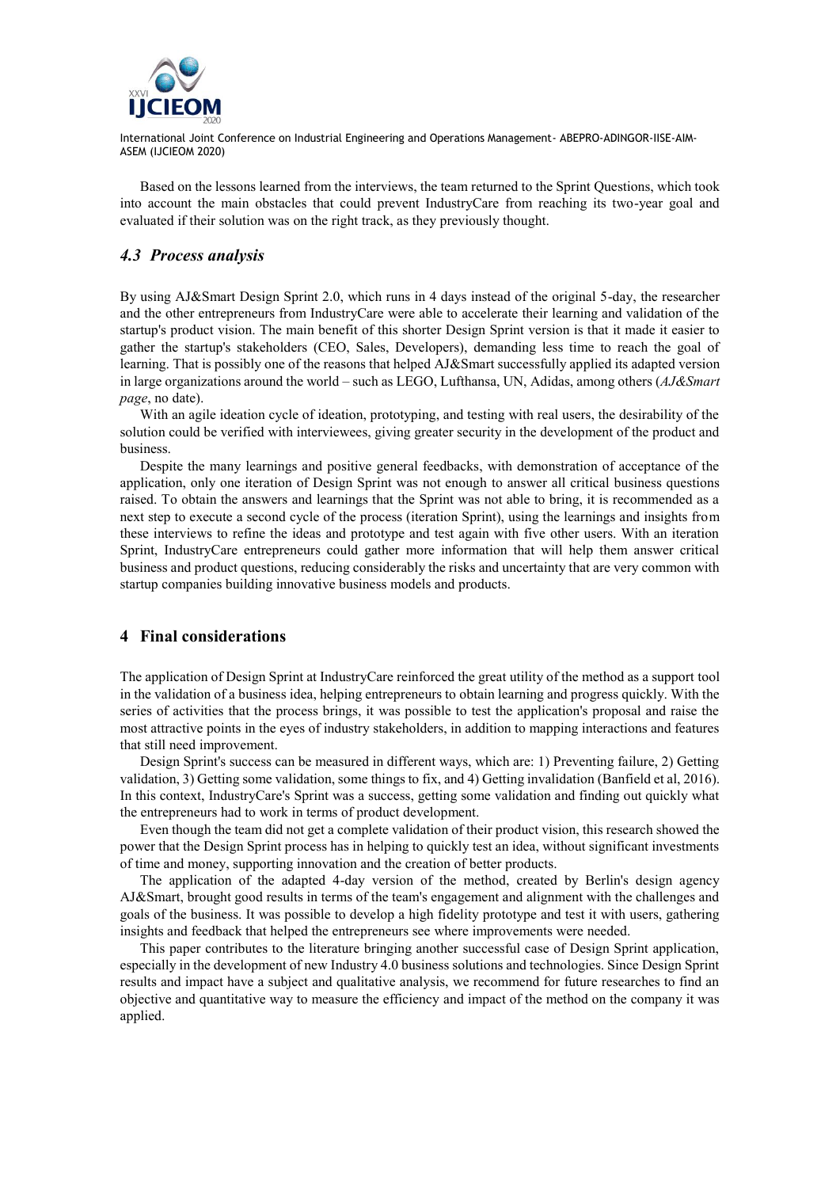Based on the lessons learned from the interviews, the team returned to the Sprint Questions, which took into account the main obstacles that could prevent IndustryCare from reaching its two-year goal and evaluated if their solution was on the right track, as they previously thought.

### *4.3 Process analysis*

By using AJ&Smart Design Sprint 2.0, which runs in 4 days instead of the original 5-day, the researcher and the other entrepreneurs from IndustryCare were able to accelerate their learning and validation of the startup's product vision. The main benefit of this shorter Design Sprint version is that it made it easier to gather the startup's stakeholders (CEO, Sales, Developers), demanding less time to reach the goal of learning. That is possibly one of the reasons that helped AJ&Smart successfully applied its adapted version in large organizations around the world – such as LEGO, Lufthansa, UN, Adidas, among others (*AJ&Smart page*, no date).

With an agile ideation cycle of ideation, prototyping, and testing with real users, the desirability of the solution could be verified with interviewees, giving greater security in the development of the product and business.

Despite the many learnings and positive general feedbacks, with demonstration of acceptance of the application, only one iteration of Design Sprint was not enough to answer all critical business questions raised. To obtain the answers and learnings that the Sprint was not able to bring, it is recommended as a next step to execute a second cycle of the process (iteration Sprint), using the learnings and insights from these interviews to refine the ideas and prototype and test again with five other users. With an iteration Sprint, IndustryCare entrepreneurs could gather more information that will help them answer critical business and product questions, reducing considerably the risks and uncertainty that are very common with startup companies building innovative business models and products.

## 4 Final considerations

The application of Design Sprint at IndustryCare reinforced the great utility of the method as a support tool in the validation of a business idea, helping entrepreneurs to obtain learning and progress quickly. With the series of activities that the process brings, it was possible to test the application's proposal and raise the most attractive points in the eyes of industry stakeholders, in addition to mapping interactions and features that still need improvement.

Design Sprint's success can be measured in different ways, which are: 1) Preventing failure, 2) Getting validation, 3) Getting some validation, some things to fix, and 4) Getting invalidation (Banfield et al, 2016). In this context, IndustryCare's Sprint was a success, getting some validation and finding out quickly what the entrepreneurs had to work in terms of product development.

Even though the team did not get a complete validation of their product vision, this research showed the power that the Design Sprint process has in helping to quickly test an idea, without significant investments of time and money, supporting innovation and the creation of better products.

The application of the adapted 4-day version of the method, created by Berlin's design agency AJ&Smart, brought good results in terms of the team's engagement and alignment with the challenges and goals of the business. It was possible to develop a high fidelity prototype and test it with users, gathering insights and feedback that helped the entrepreneurs see where improvements were needed.

This paper contributes to the literature bringing another successful case of Design Sprint application, especially in the development of new Industry 4.0 business solutions and technologies. Since Design Sprint results and impact have a subject and qualitative analysis, we recommend for future researches to find an objective and quantitative way to measure the efficiency and impact of the method on the company it was applied.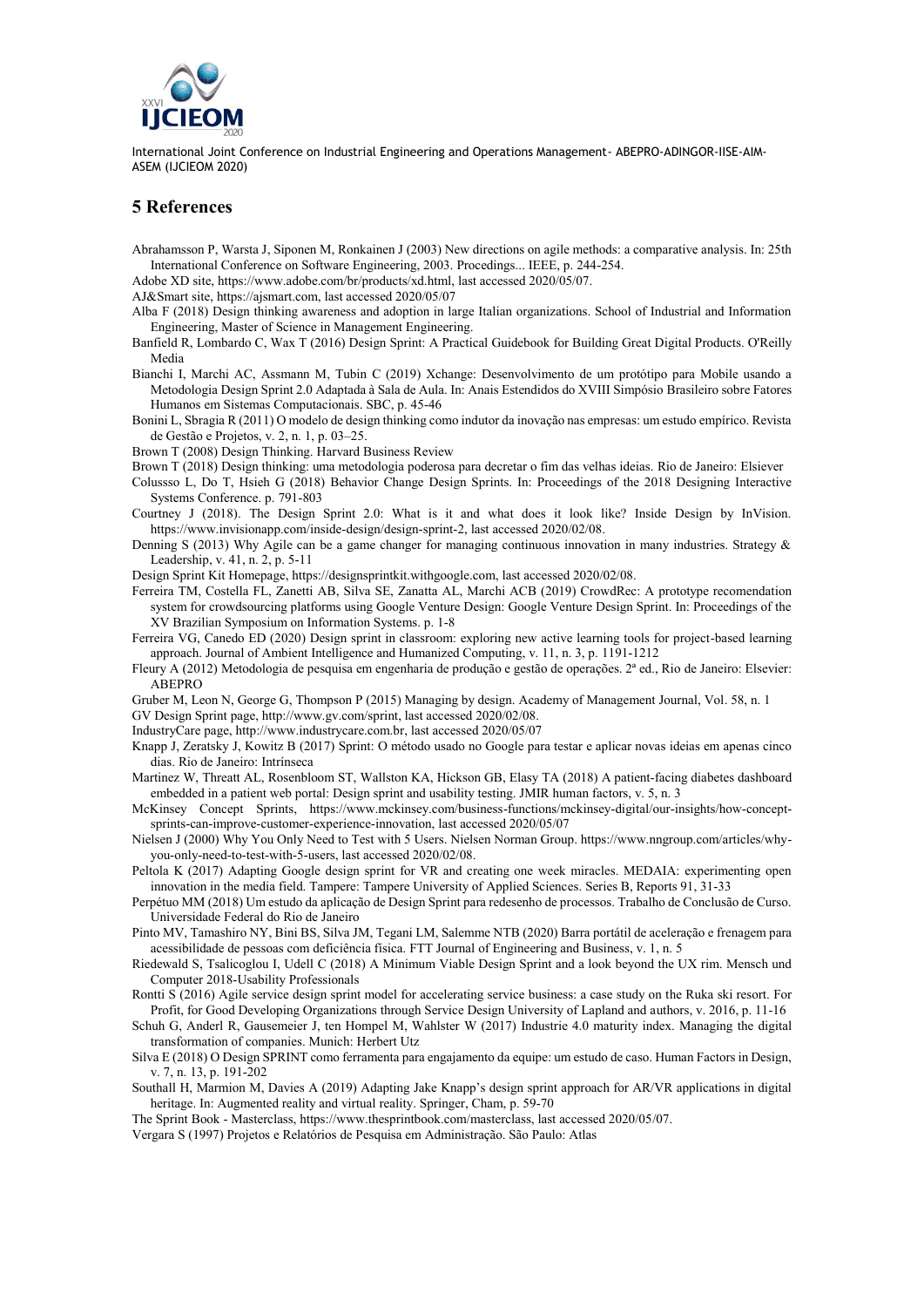## 5 References

Abrahamsson P, Warsta J, Siponen M, Ronkainen J (2003) New directions on agile methods: a comparative analysis. In: 25th International Conference on Software Engineering, 2003. Procedings... IEEE, p. 244-254.

Adobe XD site, https://www.adobe.com/br/products/xd.html, last accessed 2020/05/07.

AJ&Smart site, https://ajsmart.com, last accessed 2020/05/07

Alba F (2018) Design thinking awareness and adoption in large Italian organizations. School of Industrial and Information Engineering, Master of Science in Management Engineering.

Banfield R, Lombardo C, Wax T (2016) Design Sprint: A Practical Guidebook for Building Great Digital Products. O'Reilly Media

Bianchi I, Marchi AC, Assmann M, Tubin C (2019) Xchange: Desenvolvimento de um protótipo para Mobile usando a Metodologia Design Sprint 2.0 Adaptada à Sala de Aula. In: Anais Estendidos do XVIII Simpósio Brasileiro sobre Fatores Humanos em Sistemas Computacionais. SBC, p. 45-46

Bonini L, Sbragia R (2011) O modelo de design thinking como indutor da inovação nas empresas: um estudo empírico. Revista de Gestão e Projetos, v. 2, n. 1, p. 03–25.

Brown T (2008) Design Thinking. Harvard Business Review

Brown T (2018) Design thinking: uma metodologia poderosa para decretar o fim das velhas ideias. Rio de Janeiro: Elsiever

Colussso L, Do T, Hsieh G (2018) Behavior Change Design Sprints. In: Proceedings of the 2018 Designing Interactive Systems Conference. p. 791-803

Courtney J (2018). The Design Sprint 2.0: What is it and what does it look like? Inside Design by InVision. https://www.invisionapp.com/inside-design/design-sprint-2, last accessed 2020/02/08.

Denning S (2013) Why Agile can be a game changer for managing continuous innovation in many industries. Strategy & Leadership, v. 41, n. 2, p. 5-11

Design Sprint Kit Homepage, https://designsprintkit.withgoogle.com, last accessed 2020/02/08.

Ferreira TM, Costella FL, Zanetti AB, Silva SE, Zanatta AL, Marchi ACB (2019) CrowdRec: A prototype recomendation system for crowdsourcing platforms using Google Venture Design: Google Venture Design Sprint. In: Proceedings of the XV Brazilian Symposium on Information Systems. p. 1-8

Ferreira VG, Canedo ED (2020) Design sprint in classroom: exploring new active learning tools for project-based learning approach. Journal of Ambient Intelligence and Humanized Computing, v. 11, n. 3, p. 1191-1212

Fleury A (2012) Metodologia de pesquisa em engenharia de produção e gestão de operações. 2ª ed., Rio de Janeiro: Elsevier: ABEPRO

Gruber M, Leon N, George G, Thompson P (2015) Managing by design. Academy of Management Journal, Vol. 58, n. 1

GV Design Sprint page, http://www.gv.com/sprint, last accessed 2020/02/08.

IndustryCare page, http://www.industrycare.com.br, last accessed 2020/05/07

Knapp J, Zeratsky J, Kowitz B (2017) Sprint: O método usado no Google para testar e aplicar novas ideias em apenas cinco dias. Rio de Janeiro: Intrínseca

Martinez W, Threatt AL, Rosenbloom ST, Wallston KA, Hickson GB, Elasy TA (2018) A patient-facing diabetes dashboard embedded in a patient web portal: Design sprint and usability testing. JMIR human factors, v. 5, n. 3

McKinsey Concept Sprints, https://www.mckinsey.com/business-functions/mckinsey-digital/our-insights/how-concept-sprints-can-improve-customer-experience-innovation, last accessed 2020/05/07

Nielsen J (2000) Why You Only Need to Test with 5 Users. Nielsen Norman Group. https://www.nngroup.com/articles/why-you-only-need-to-test-with-5-users, last accessed 2020/02/08.

Peltola K (2017) Adapting Google design sprint for VR and creating one week miracles. MEDAIA: experimenting open innovation in the media field. Tampere: Tampere University of Applied Sciences. Series B, Reports 91, 31-33

Perpétuo MM (2018) Um estudo da aplicação de Design Sprint para redesenho de processos. Trabalho de Conclusão de Curso. Universidade Federal do Rio de Janeiro

Pinto MV, Tamashiro NY, Bini BS, Silva JM, Tegani LM, Salemme NTB (2020) Barra portátil de aceleração e frenagem para acessibilidade de pessoas com deficiência física. FTT Journal of Engineering and Business, v. 1, n. 5

Riedewald S, Tsalicoglou I, Udell C (2018) A Minimum Viable Design Sprint and a look beyond the UX rim. Mensch und Computer 2018-Usability Professionals

Rontti S (2016) Agile service design sprint model for accelerating service business: a case study on the Ruka ski resort. For Profit, for Good Developing Organizations through Service Design University of Lapland and authors, v. 2016, p. 11-16

Schuh G, Anderl R, Gausemeier J, ten Hompel M, Wahlster W (2017) Industrie 4.0 maturity index. Managing the digital transformation of companies. Munich: Herbert Utz

Silva E (2018) O Design SPRINT como ferramenta para engajamento da equipe: um estudo de caso. Human Factors in Design, v. 7, n. 13, p. 191-202

Southall H, Marmion M, Davies A (2019) Adapting Jake Knapp's design sprint approach for AR/VR applications in digital heritage. In: Augmented reality and virtual reality. Springer, Cham, p. 59-70

The Sprint Book - Masterclass, https://www.thesprintbook.com/masterclass, last accessed 2020/05/07.

Vergara S (1997) Projetos e Relatórios de Pesquisa em Administração. São Paulo: Atlas